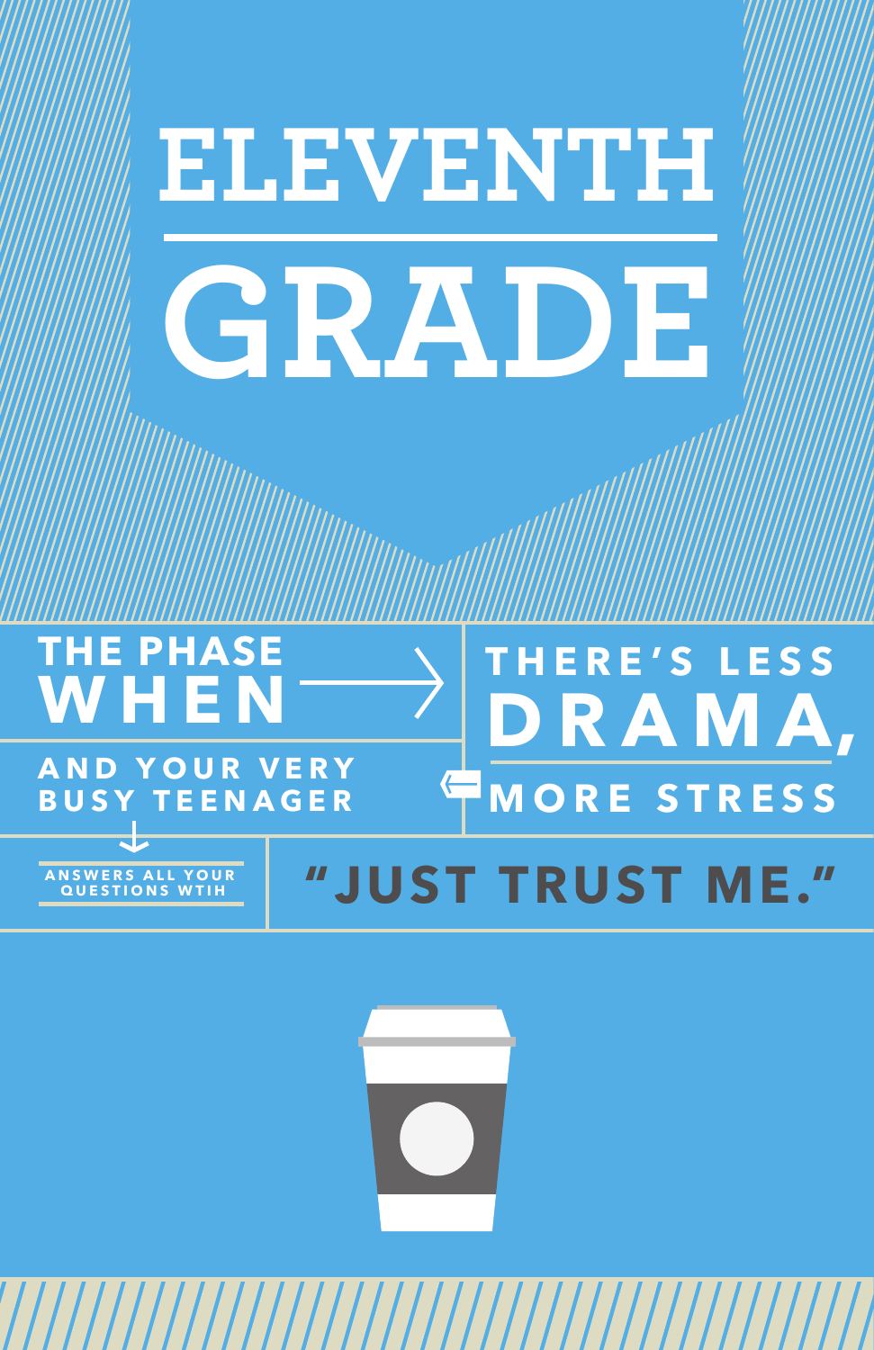# ELEVENTH GRADE

THE PHASE WHEN → THERE'S LESS **DRAMA,** MORE STRESS

AND YOUR VERY BUSY TEENAGER

ANSWERS ALL YOUR QUESTIONS WTIH

**"JUST TRUST ME."**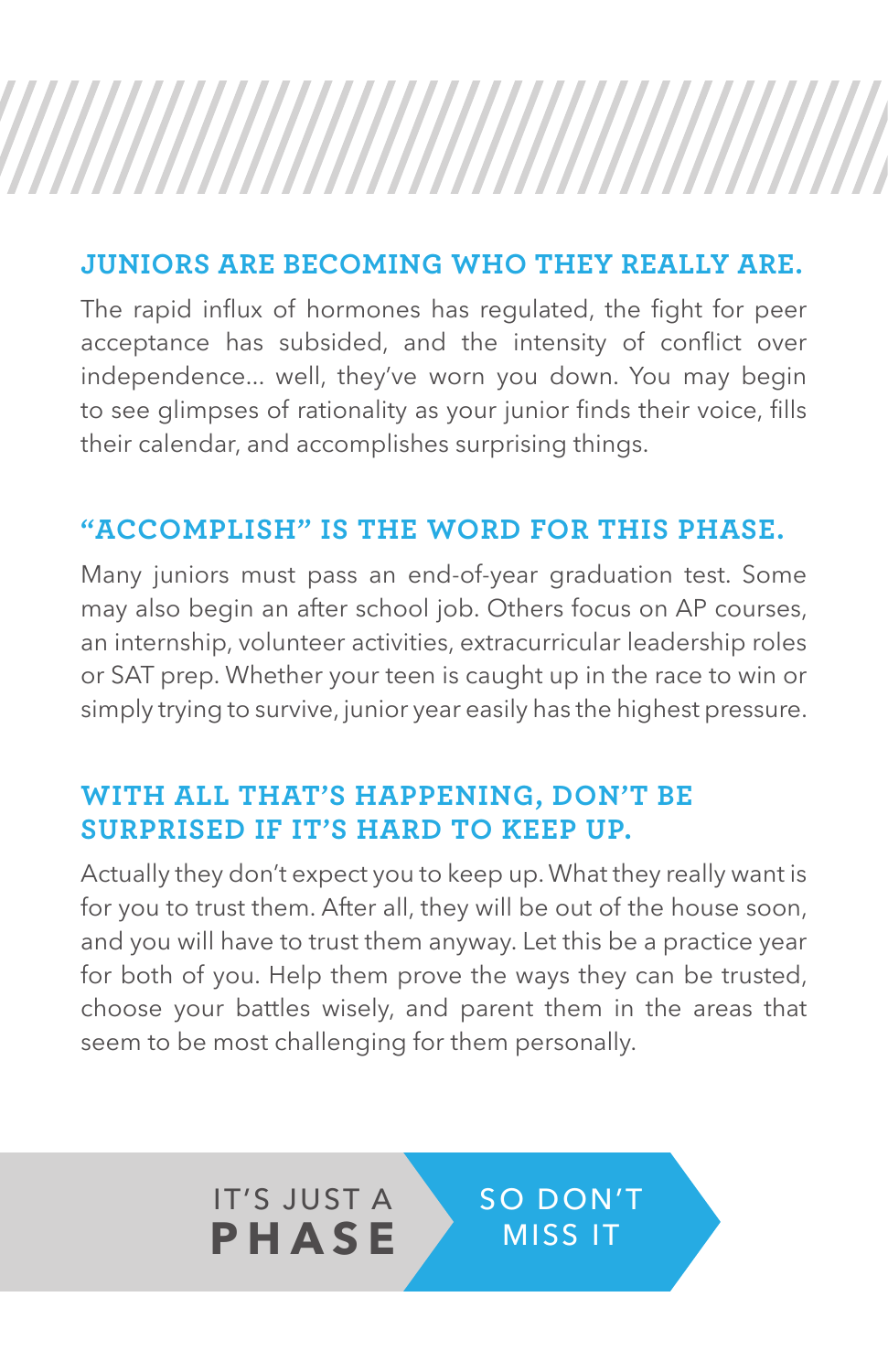## JUNIORS ARE BECOMING WHO THEY REALLY ARE.

The rapid influx of hormones has regulated, the fight for peer acceptance has subsided, and the intensity of conflict over independence... well, they've worn you down. You may begin to see glimpses of rationality as your junior finds their voice, fills their calendar, and accomplishes surprising things.

## "ACCOMPLISH" IS THE WORD FOR THIS PHASE.

Many juniors must pass an end-of-year graduation test. Some may also begin an after school job. Others focus on AP courses, an internship, volunteer activities, extracurricular leadership roles or SAT prep. Whether your teen is caught up in the race to win or simply trying to survive, junior year easily has the highest pressure.

## WITH ALL THAT'S HAPPENING, DON'T BE SURPRISED IF IT'S HARD TO KEEP UP.

Actually they don't expect you to keep up. What they really want is for you to trust them. After all, they will be out of the house soon, and you will have to trust them anyway. Let this be a practice year for both of you. Help them prove the ways they can be trusted, choose your battles wisely, and parent them in the areas that seem to be most challenging for them personally.

IT'S JUST A **PHASE** SO DON'T MISS IT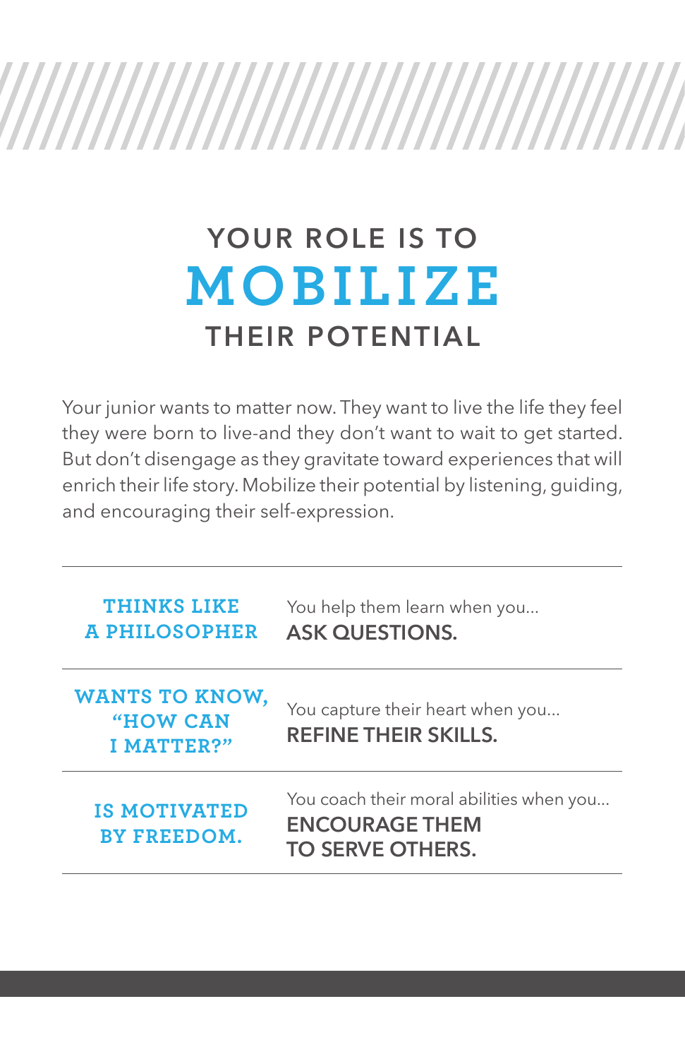# YOUR ROLE IS TO MOBILIZE THEIR POTENTIAL

Your junior wants to matter now. They want to live the life they feel they were born to live-and they don't want to wait to get started. But don't disengage as they gravitate toward experiences that will enrich their life story. Mobilize their potential by listening, guiding, and encouraging their self-expression.

| | |
|---|---|
| **THINKS LIKE A PHILOSOPHER** | You help them learn when you... **ASK QUESTIONS.** |
| **WANTS TO KNOW, "HOW CAN I MATTER?"** | You capture their heart when you... **REFINE THEIR SKILLS.** |
| **IS MOTIVATED BY FREEDOM.** | You coach their moral abilities when you... **ENCOURAGE THEM TO SERVE OTHERS.** |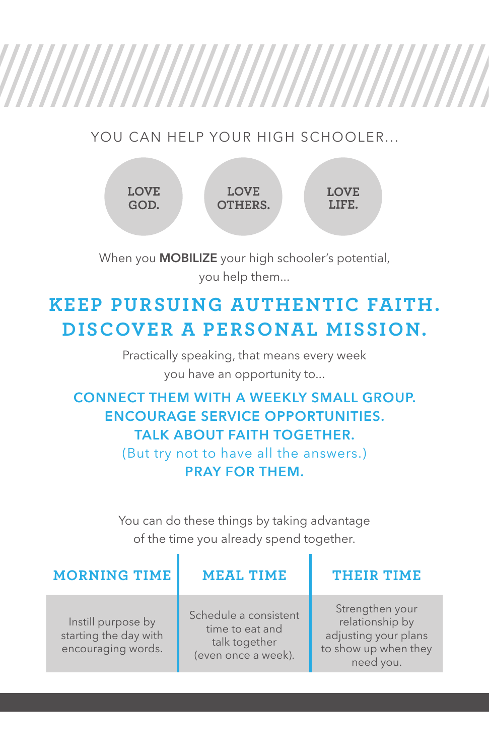YOU CAN HELP YOUR HIGH SCHOOLER...

**LOVE GOD.**

**LOVE OTHERS.**

**LOVE LIFE.**

When you **MOBILIZE** your high schooler's potential, you help them...

## KEEP PURSUING AUTHENTIC FAITH.
## DISCOVER A PERSONAL MISSION.

Practically speaking, that means every week you have an opportunity to...

**CONNECT THEM WITH A WEEKLY SMALL GROUP.**
**ENCOURAGE SERVICE OPPORTUNITIES.**
**TALK ABOUT FAITH TOGETHER.**
(But try not to have all the answers.)
**PRAY FOR THEM.**

You can do these things by taking advantage of the time you already spend together.

| MORNING TIME | MEAL TIME | THEIR TIME |
| --- | --- | --- |
| Instill purpose by starting the day with encouraging words. | Schedule a consistent time to eat and talk together (even once a week). | Strengthen your relationship by adjusting your plans to show up when they need you. |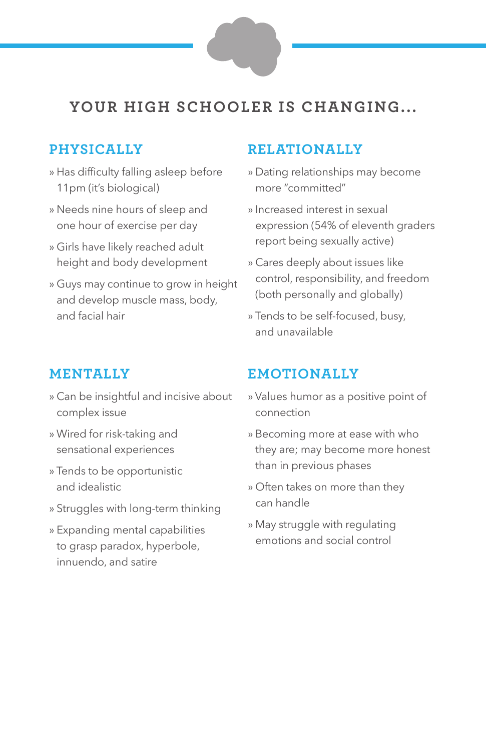# YOUR HIGH SCHOOLER IS CHANGING...

## PHYSICALLY

- Has difficulty falling asleep before 11pm (it's biological)
- Needs nine hours of sleep and one hour of exercise per day
- Girls have likely reached adult height and body development
- Guys may continue to grow in height and develop muscle mass, body, and facial hair

## RELATIONALLY

- Dating relationships may become more "committed"
- Increased interest in sexual expression (54% of eleventh graders report being sexually active)
- Cares deeply about issues like control, responsibility, and freedom (both personally and globally)
- Tends to be self-focused, busy, and unavailable

## MENTALLY

- Can be insightful and incisive about complex issue
- Wired for risk-taking and sensational experiences
- Tends to be opportunistic and idealistic
- Struggles with long-term thinking
- Expanding mental capabilities to grasp paradox, hyperbole, innuendo, and satire

## EMOTIONALLY

- Values humor as a positive point of connection
- Becoming more at ease with who they are; may become more honest than in previous phases
- Often takes on more than they can handle
- May struggle with regulating emotions and social control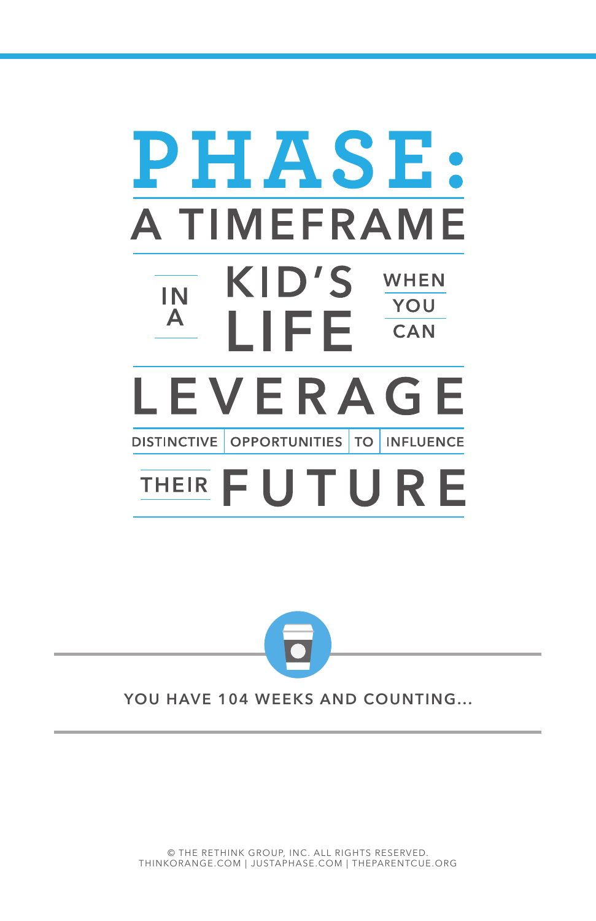# PHASE:

## A TIMEFRAME IN A KID'S LIFE WHEN YOU CAN LEVERAGE DISTINCTIVE OPPORTUNITIES TO INFLUENCE THEIR FUTURE

YOU HAVE 104 WEEKS AND COUNTING...

© THE RETHINK GROUP, INC. ALL RIGHTS RESERVED.
THINKORANGE.COM | JUSTAPHASE.COM | THEPARENTCUE.ORG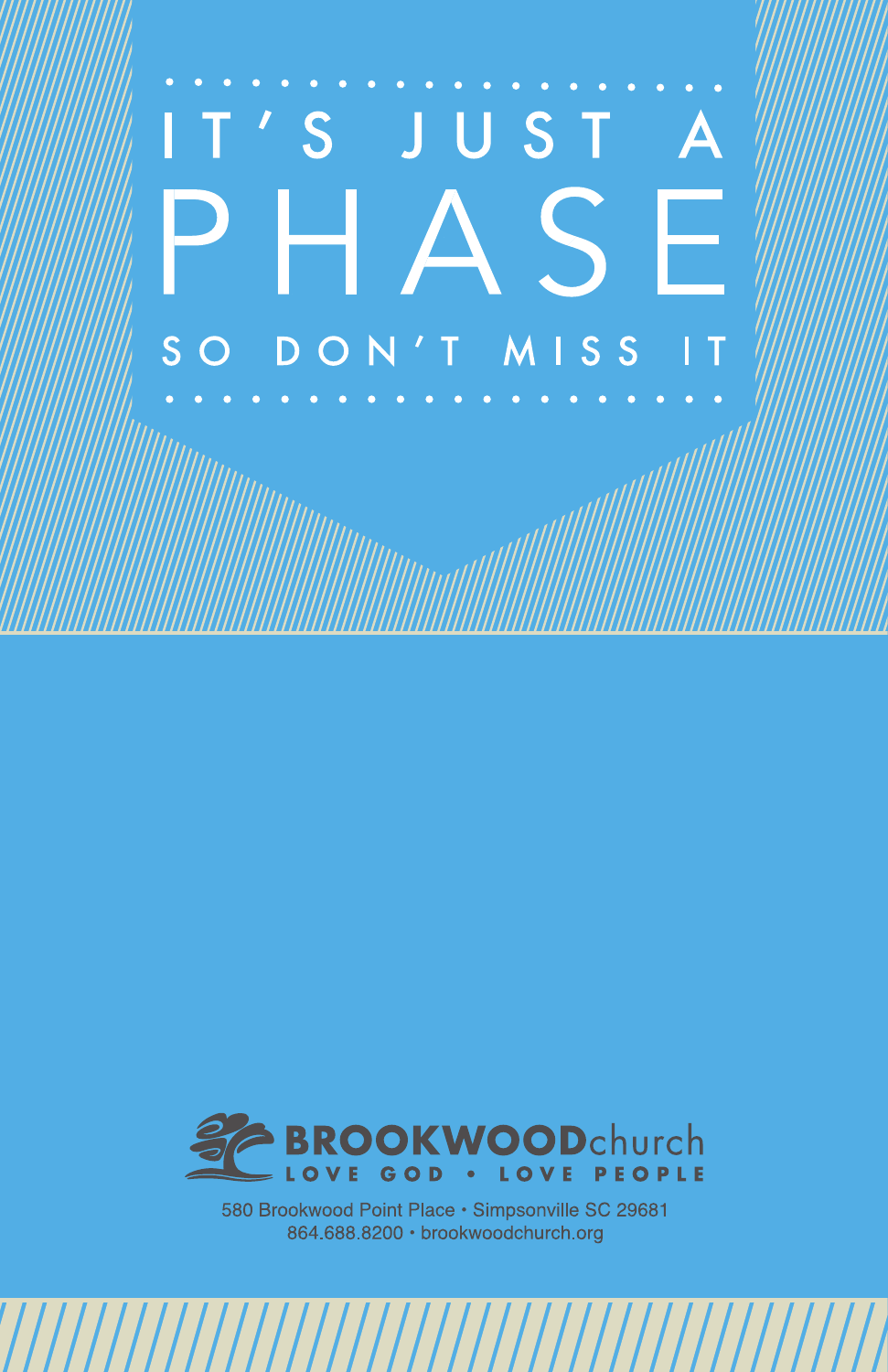# IT'S JUST A PHASE

## SO DON'T MISS IT

**BROOKWOODchurch**

LOVE GOD • LOVE PEOPLE

580 Brookwood Point Place • Simpsonville SC 29681

864.688.8200 • brookwoodchurch.org